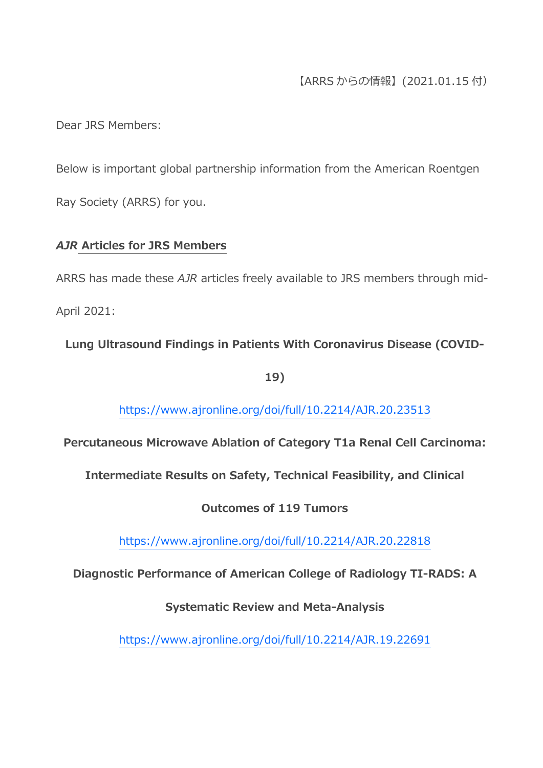【ARRS からの情報】(2021.01.15 付)

Dear JRS Members:

Below is important global partnership information from the American Roentgen Ray Society (ARRS) for you.

## *AJR* Articles for JRS Members

ARRS has made these *AJR* articles freely available to JRS members through mid-April 2021:

**Lung Ultrasound Findings in Patients With Coronavirus Disease (COVID-19)**

https://www.ajronline.org/doi/full/10.2214/AJR.20.23513

**Percutaneous Microwave Ablation of Category T1a Renal Cell Carcinoma: Intermediate Results on Safety, Technical Feasibility, and Clinical Outcomes of 119 Tumors**

https://www.ajronline.org/doi/full/10.2214/AJR.20.22818

**Diagnostic Performance of American College of Radiology TI-RADS: A Systematic Review and Meta-Analysis**

https://www.ajronline.org/doi/full/10.2214/AJR.19.22691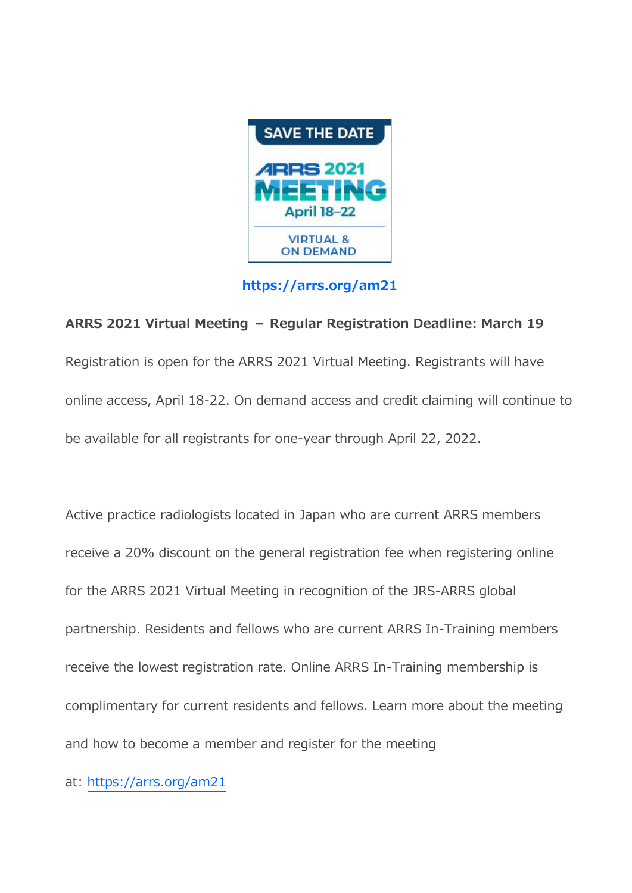SAVE THE DATE

ARRS 2021 MEETING

April 18–22

VIRTUAL & ON DEMAND

**https://arrs.org/am21**

**ARRS 2021 Virtual Meeting – Regular Registration Deadline: March 19**

Registration is open for the ARRS 2021 Virtual Meeting. Registrants will have online access, April 18-22. On demand access and credit claiming will continue to be available for all registrants for one-year through April 22, 2022.

Active practice radiologists located in Japan who are current ARRS members receive a 20% discount on the general registration fee when registering online for the ARRS 2021 Virtual Meeting in recognition of the JRS-ARRS global partnership. Residents and fellows who are current ARRS In-Training members receive the lowest registration rate. Online ARRS In-Training membership is complimentary for current residents and fellows. Learn more about the meeting and how to become a member and register for the meeting at: https://arrs.org/am21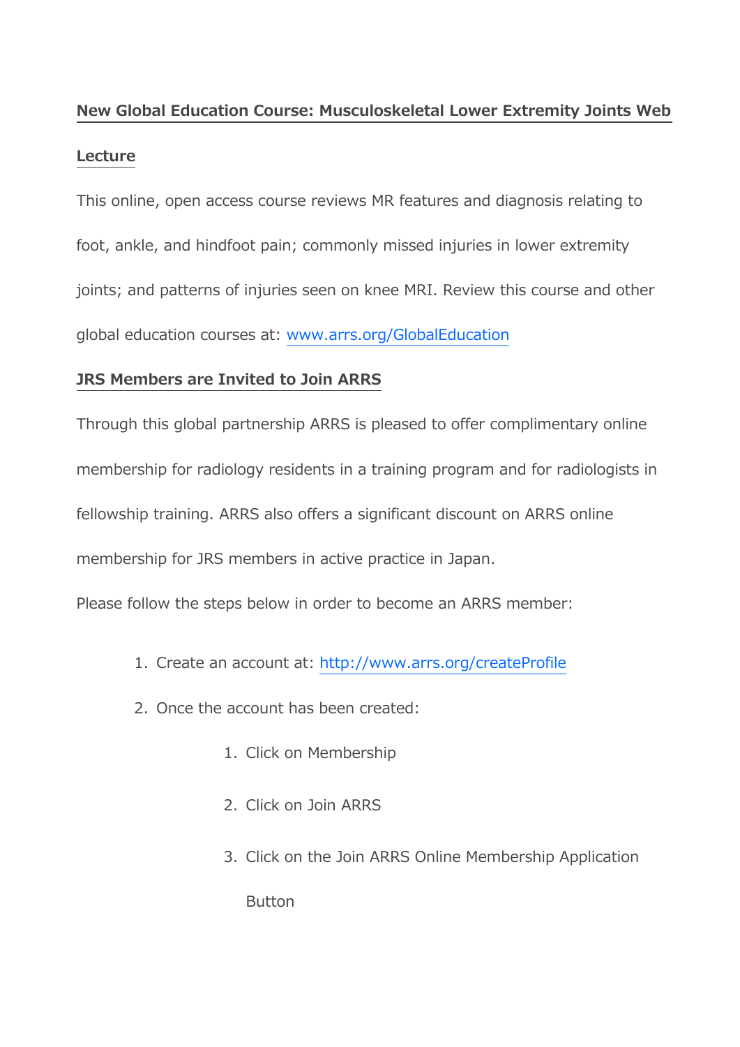## New Global Education Course: Musculoskeletal Lower Extremity Joints Web Lecture

This online, open access course reviews MR features and diagnosis relating to foot, ankle, and hindfoot pain; commonly missed injuries in lower extremity joints; and patterns of injuries seen on knee MRI. Review this course and other global education courses at: [www.arrs.org/GlobalEducation](http://www.arrs.org/GlobalEducation)

## JRS Members are Invited to Join ARRS

Through this global partnership ARRS is pleased to offer complimentary online membership for radiology residents in a training program and for radiologists in fellowship training. ARRS also offers a significant discount on ARRS online membership for JRS members in active practice in Japan.

Please follow the steps below in order to become an ARRS member:

1. Create an account at: [http://www.arrs.org/createProfile](http://www.arrs.org/createProfile)
2. Once the account has been created:
    1. Click on Membership
    2. Click on Join ARRS
    3. Click on the Join ARRS Online Membership Application Button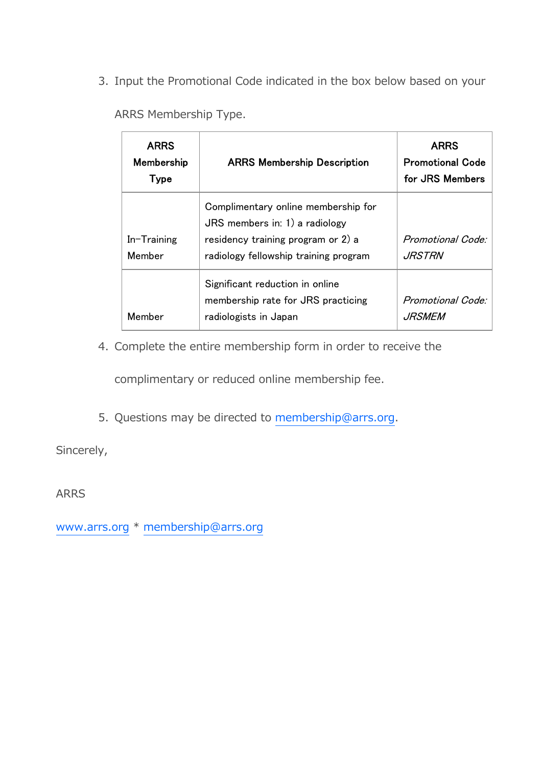3. Input the Promotional Code indicated in the box below based on your ARRS Membership Type.

| ARRS Membership Type | ARRS Membership Description | ARRS Promotional Code for JRS Members |
|---|---|---|
| In–Training Member | Complimentary online membership for JRS members in: 1) a radiology residency training program or 2) a radiology fellowship training program | *Promotional Code: JRSTRN* |
| Member | Significant reduction in online membership rate for JRS practicing radiologists in Japan | *Promotional Code: JRSMEM* |

4. Complete the entire membership form in order to receive the complimentary or reduced online membership fee.

5. Questions may be directed to membership@arrs.org.

Sincerely,

ARRS

www.arrs.org * membership@arrs.org